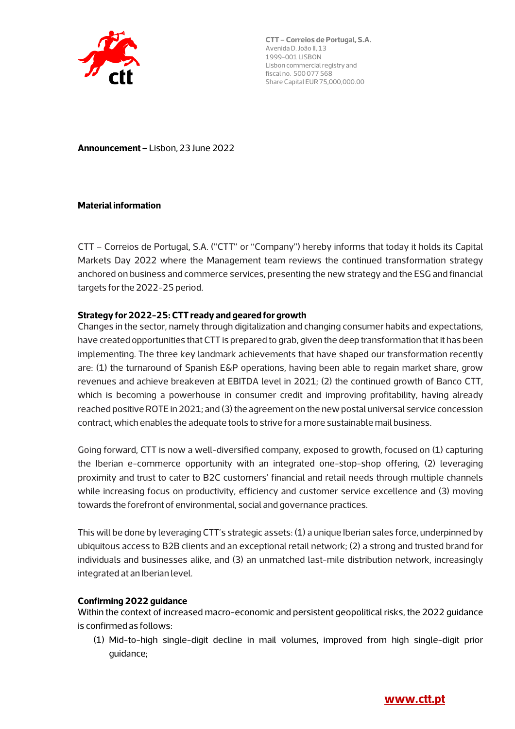CTT – Correios de Portugal, S.A.
Avenida D. João II, 13
1999-001 LISBON
Lisbon commercial registry and fiscal no. 500 077 568
Share Capital EUR 75,000,000.00

**Announcement –** Lisbon, 23 June 2022

**Material information**

CTT – Correios de Portugal, S.A. ("CTT" or "Company") hereby informs that today it holds its Capital Markets Day 2022 where the Management team reviews the continued transformation strategy anchored on business and commerce services, presenting the new strategy and the ESG and financial targets for the 2022-25 period.

**Strategy for 2022-25: CTT ready and geared for growth**

Changes in the sector, namely through digitalization and changing consumer habits and expectations, have created opportunities that CTT is prepared to grab, given the deep transformation that it has been implementing. The three key landmark achievements that have shaped our transformation recently are: (1) the turnaround of Spanish E&P operations, having been able to regain market share, grow revenues and achieve breakeven at EBITDA level in 2021; (2) the continued growth of Banco CTT, which is becoming a powerhouse in consumer credit and improving profitability, having already reached positive ROTE in 2021; and (3) the agreement on the new postal universal service concession contract, which enables the adequate tools to strive for a more sustainable mail business.

Going forward, CTT is now a well-diversified company, exposed to growth, focused on (1) capturing the Iberian e-commerce opportunity with an integrated one-stop-shop offering, (2) leveraging proximity and trust to cater to B2C customers' financial and retail needs through multiple channels while increasing focus on productivity, efficiency and customer service excellence and (3) moving towards the forefront of environmental, social and governance practices.

This will be done by leveraging CTT's strategic assets: (1) a unique Iberian sales force, underpinned by ubiquitous access to B2B clients and an exceptional retail network; (2) a strong and trusted brand for individuals and businesses alike, and (3) an unmatched last-mile distribution network, increasingly integrated at an Iberian level.

**Confirming 2022 guidance**

Within the context of increased macro-economic and persistent geopolitical risks, the 2022 guidance is confirmed as follows:

1. Mid-to-high single-digit decline in mail volumes, improved from high single-digit prior guidance;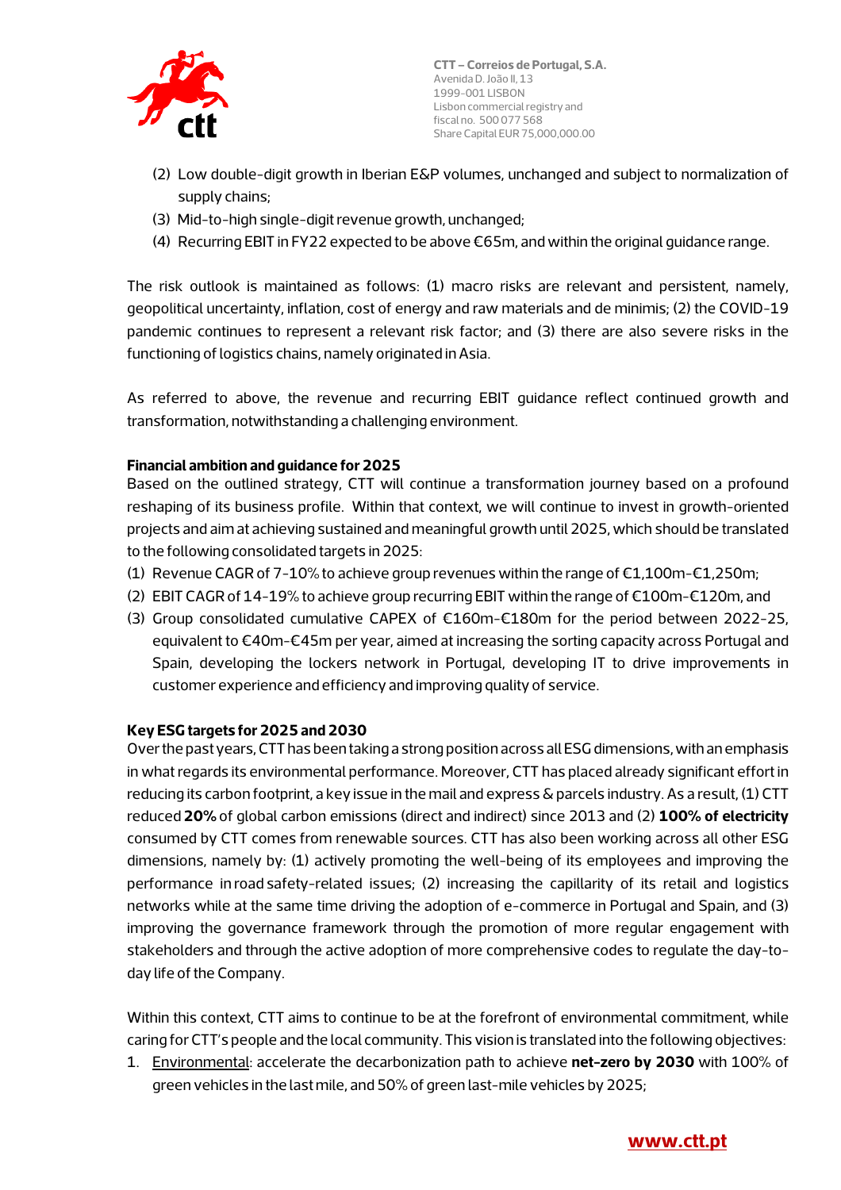(2) Low double-digit growth in Iberian E&P volumes, unchanged and subject to normalization of supply chains;
(3) Mid-to-high single-digit revenue growth, unchanged;
(4) Recurring EBIT in FY22 expected to be above €65m, and within the original guidance range.

The risk outlook is maintained as follows: (1) macro risks are relevant and persistent, namely, geopolitical uncertainty, inflation, cost of energy and raw materials and de minimis; (2) the COVID-19 pandemic continues to represent a relevant risk factor; and (3) there are also severe risks in the functioning of logistics chains, namely originated in Asia.

As referred to above, the revenue and recurring EBIT guidance reflect continued growth and transformation, notwithstanding a challenging environment.

**Financial ambition and guidance for 2025**

Based on the outlined strategy, CTT will continue a transformation journey based on a profound reshaping of its business profile. Within that context, we will continue to invest in growth-oriented projects and aim at achieving sustained and meaningful growth until 2025, which should be translated to the following consolidated targets in 2025:

(1) Revenue CAGR of 7-10% to achieve group revenues within the range of €1,100m-€1,250m;
(2) EBIT CAGR of 14-19% to achieve group recurring EBIT within the range of €100m-€120m, and
(3) Group consolidated cumulative CAPEX of €160m-€180m for the period between 2022-25, equivalent to €40m-€45m per year, aimed at increasing the sorting capacity across Portugal and Spain, developing the lockers network in Portugal, developing IT to drive improvements in customer experience and efficiency and improving quality of service.

**Key ESG targets for 2025 and 2030**

Over the past years, CTT has been taking a strong position across all ESG dimensions, with an emphasis in what regards its environmental performance. Moreover, CTT has placed already significant effort in reducing its carbon footprint, a key issue in the mail and express & parcels industry. As a result, (1) CTT reduced **20%** of global carbon emissions (direct and indirect) since 2013 and (2) **100% of electricity** consumed by CTT comes from renewable sources. CTT has also been working across all other ESG dimensions, namely by: (1) actively promoting the well-being of its employees and improving the performance in road safety-related issues; (2) increasing the capillarity of its retail and logistics networks while at the same time driving the adoption of e-commerce in Portugal and Spain, and (3) improving the governance framework through the promotion of more regular engagement with stakeholders and through the active adoption of more comprehensive codes to regulate the day-to-day life of the Company.

Within this context, CTT aims to continue to be at the forefront of environmental commitment, while caring for CTT's people and the local community. This vision is translated into the following objectives:

1. Environmental: accelerate the decarbonization path to achieve **net-zero by 2030** with 100% of green vehicles in the last mile, and 50% of green last-mile vehicles by 2025;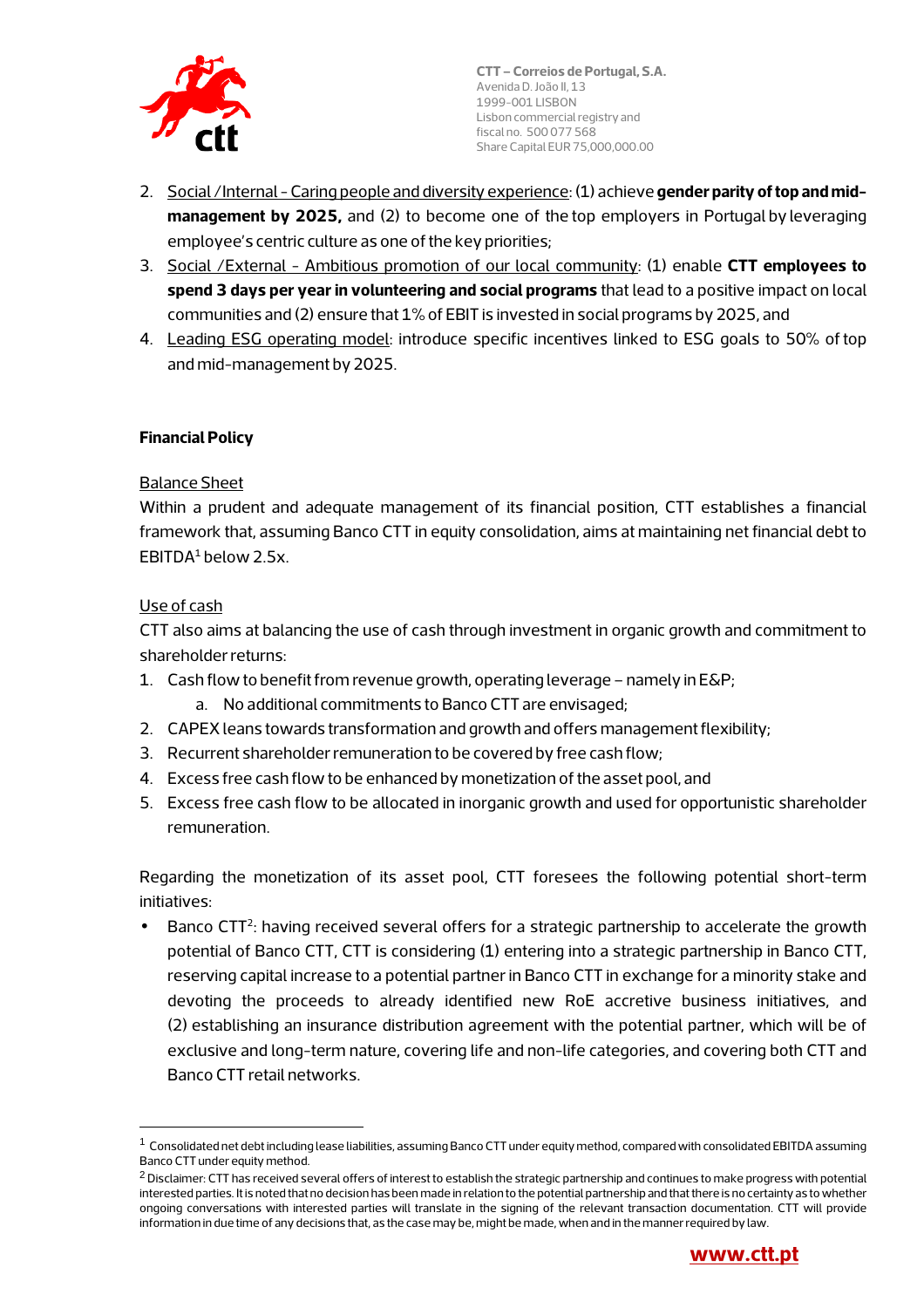2. Social /Internal - Caring people and diversity experience: (1) achieve **gender parity of top and mid-management by 2025,** and (2) to become one of the top employers in Portugal by leveraging employee's centric culture as one of the key priorities;
3. Social /External - Ambitious promotion of our local community: (1) enable **CTT employees to spend 3 days per year in volunteering and social programs** that lead to a positive impact on local communities and (2) ensure that 1% of EBIT is invested in social programs by 2025, and
4. Leading ESG operating model: introduce specific incentives linked to ESG goals to 50% of top and mid-management by 2025.

**Financial Policy**

Balance Sheet

Within a prudent and adequate management of its financial position, CTT establishes a financial framework that, assuming Banco CTT in equity consolidation, aims at maintaining net financial debt to EBITDA[1] below 2.5x.

Use of cash

CTT also aims at balancing the use of cash through investment in organic growth and commitment to shareholder returns:

1. Cash flow to benefit from revenue growth, operating leverage – namely in E&P;
    a. No additional commitments to Banco CTT are envisaged;
2. CAPEX leans towards transformation and growth and offers management flexibility;
3. Recurrent shareholder remuneration to be covered by free cash flow;
4. Excess free cash flow to be enhanced by monetization of the asset pool, and
5. Excess free cash flow to be allocated in inorganic growth and used for opportunistic shareholder remuneration.

Regarding the monetization of its asset pool, CTT foresees the following potential short-term initiatives:

- Banco CTT[2]: having received several offers for a strategic partnership to accelerate the growth potential of Banco CTT, CTT is considering (1) entering into a strategic partnership in Banco CTT, reserving capital increase to a potential partner in Banco CTT in exchange for a minority stake and devoting the proceeds to already identified new RoE accretive business initiatives, and (2) establishing an insurance distribution agreement with the potential partner, which will be of exclusive and long-term nature, covering life and non-life categories, and covering both CTT and Banco CTT retail networks.

---

[1] Consolidated net debt including lease liabilities, assuming Banco CTT under equity method, compared with consolidated EBITDA assuming Banco CTT under equity method.

[2] Disclaimer: CTT has received several offers of interest to establish the strategic partnership and continues to make progress with potential interested parties. It is noted that no decision has been made in relation to the potential partnership and that there is no certainty as to whether ongoing conversations with interested parties will translate in the signing of the relevant transaction documentation. CTT will provide information in due time of any decisions that, as the case may be, might be made, when and in the manner required by law.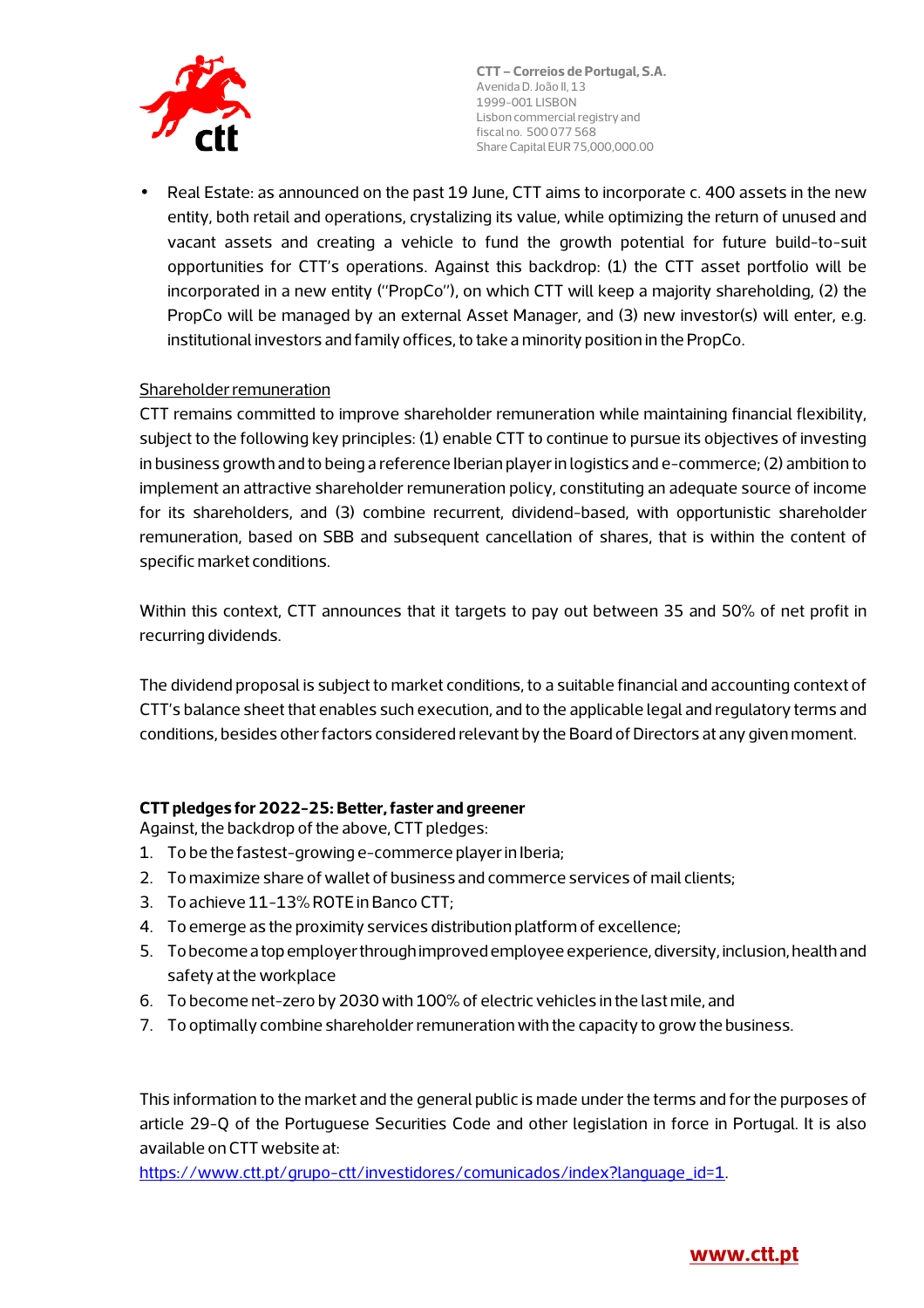- Real Estate: as announced on the past 19 June, CTT aims to incorporate c. 400 assets in the new entity, both retail and operations, crystalizing its value, while optimizing the return of unused and vacant assets and creating a vehicle to fund the growth potential for future build-to-suit opportunities for CTT's operations. Against this backdrop: (1) the CTT asset portfolio will be incorporated in a new entity ("PropCo"), on which CTT will keep a majority shareholding, (2) the PropCo will be managed by an external Asset Manager, and (3) new investor(s) will enter, e.g. institutional investors and family offices, to take a minority position in the PropCo.

<u>Shareholder remuneration</u>

CTT remains committed to improve shareholder remuneration while maintaining financial flexibility, subject to the following key principles: (1) enable CTT to continue to pursue its objectives of investing in business growth and to being a reference Iberian player in logistics and e-commerce; (2) ambition to implement an attractive shareholder remuneration policy, constituting an adequate source of income for its shareholders, and (3) combine recurrent, dividend-based, with opportunistic shareholder remuneration, based on SBB and subsequent cancellation of shares, that is within the content of specific market conditions.

Within this context, CTT announces that it targets to pay out between 35 and 50% of net profit in recurring dividends.

The dividend proposal is subject to market conditions, to a suitable financial and accounting context of CTT's balance sheet that enables such execution, and to the applicable legal and regulatory terms and conditions, besides other factors considered relevant by the Board of Directors at any given moment.

**CTT pledges for 2022-25: Better, faster and greener**

Against, the backdrop of the above, CTT pledges:

1. To be the fastest-growing e-commerce player in Iberia;
2. To maximize share of wallet of business and commerce services of mail clients;
3. To achieve 11-13% ROTE in Banco CTT;
4. To emerge as the proximity services distribution platform of excellence;
5. To become a top employer through improved employee experience, diversity, inclusion, health and safety at the workplace
6. To become net-zero by 2030 with 100% of electric vehicles in the last mile, and
7. To optimally combine shareholder remuneration with the capacity to grow the business.

This information to the market and the general public is made under the terms and for the purposes of article 29-Q of the Portuguese Securities Code and other legislation in force in Portugal. It is also available on CTT website at:
https://www.ctt.pt/grupo-ctt/investidores/comunicados/index?language_id=1.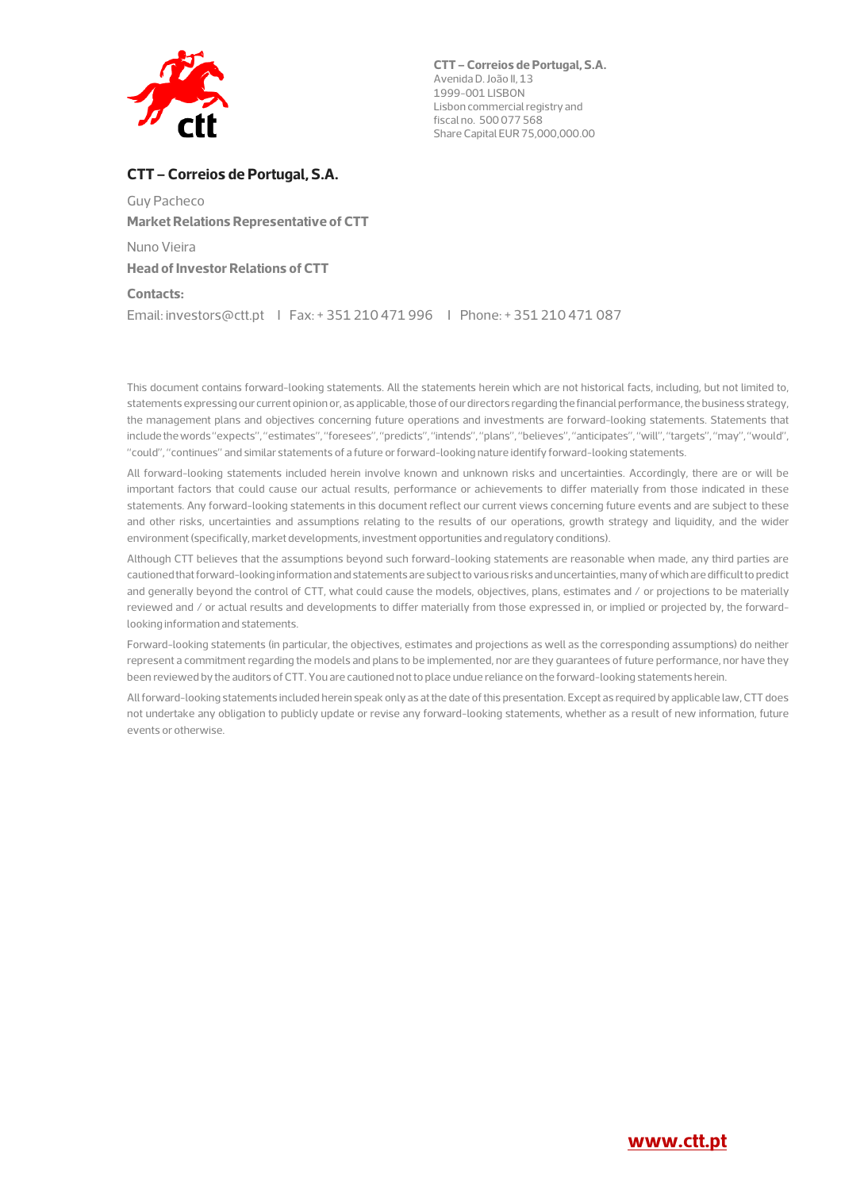**CTT – Correios de Portugal, S.A.**
Avenida D. João II, 13
1999-001 LISBON
Lisbon commercial registry and fiscal no. 500 077 568
Share Capital EUR 75,000,000.00

## CTT – Correios de Portugal, S.A.

Guy Pacheco

**Market Relations Representative of CTT**

Nuno Vieira

**Head of Investor Relations of CTT**

**Contacts:**

Email: investors@ctt.pt | Fax: + 351 210 471 996 | Phone: + 351 210 471 087

This document contains forward-looking statements. All the statements herein which are not historical facts, including, but not limited to, statements expressing our current opinion or, as applicable, those of our directors regarding the financial performance, the business strategy, the management plans and objectives concerning future operations and investments are forward-looking statements. Statements that include the words "expects", "estimates", "foresees", "predicts", "intends", "plans", "believes", "anticipates", "will", "targets", "may", "would", "could", "continues" and similar statements of a future or forward-looking nature identify forward-looking statements.

All forward-looking statements included herein involve known and unknown risks and uncertainties. Accordingly, there are or will be important factors that could cause our actual results, performance or achievements to differ materially from those indicated in these statements. Any forward-looking statements in this document reflect our current views concerning future events and are subject to these and other risks, uncertainties and assumptions relating to the results of our operations, growth strategy and liquidity, and the wider environment (specifically, market developments, investment opportunities and regulatory conditions).

Although CTT believes that the assumptions beyond such forward-looking statements are reasonable when made, any third parties are cautioned that forward-looking information and statements are subject to various risks and uncertainties, many of which are difficult to predict and generally beyond the control of CTT, what could cause the models, objectives, plans, estimates and / or projections to be materially reviewed and / or actual results and developments to differ materially from those expressed in, or implied or projected by, the forward-looking information and statements.

Forward-looking statements (in particular, the objectives, estimates and projections as well as the corresponding assumptions) do neither represent a commitment regarding the models and plans to be implemented, nor are they guarantees of future performance, nor have they been reviewed by the auditors of CTT. You are cautioned not to place undue reliance on the forward-looking statements herein.

All forward-looking statements included herein speak only as at the date of this presentation. Except as required by applicable law, CTT does not undertake any obligation to publicly update or revise any forward-looking statements, whether as a result of new information, future events or otherwise.

**www.ctt.pt**